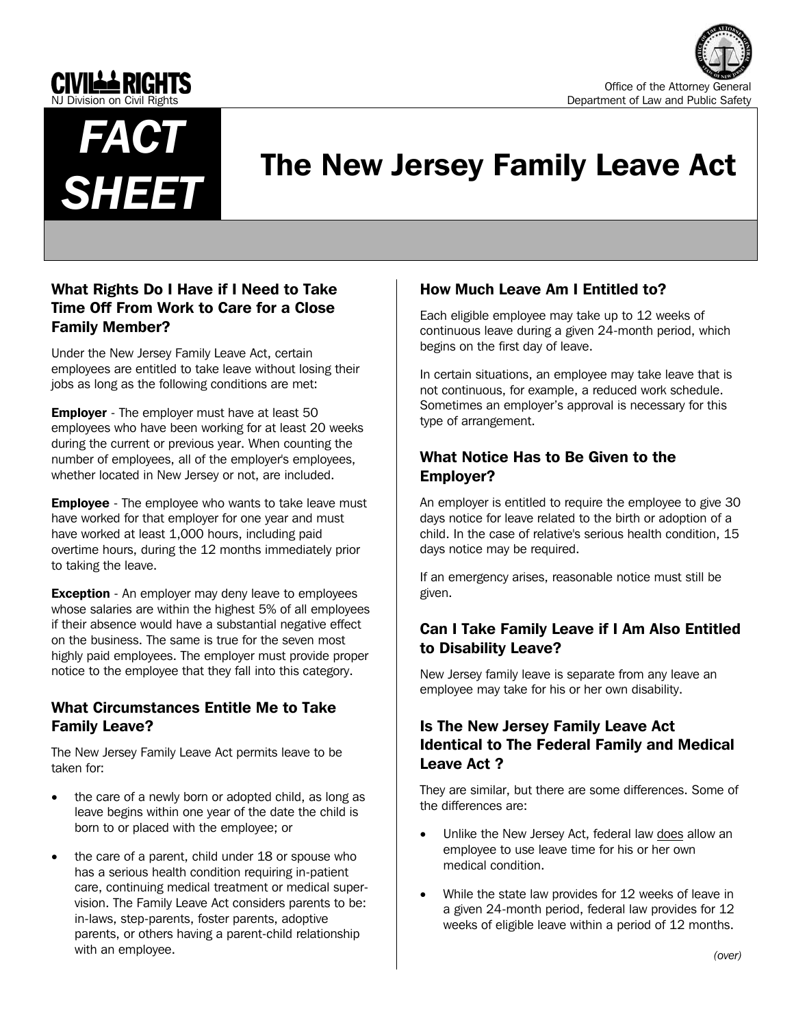CIVIL RIGHTS
NJ Division on Civil Rights

Office of the Attorney General
Department of Law and Public Safety

**FACT SHEET**

# The New Jersey Family Leave Act

## What Rights Do I Have if I Need to Take Time Off From Work to Care for a Close Family Member?

Under the New Jersey Family Leave Act, certain employees are entitled to take leave without losing their jobs as long as the following conditions are met:

**Employer** - The employer must have at least 50 employees who have been working for at least 20 weeks during the current or previous year. When counting the number of employees, all of the employer's employees, whether located in New Jersey or not, are included.

**Employee** - The employee who wants to take leave must have worked for that employer for one year and must have worked at least 1,000 hours, including paid overtime hours, during the 12 months immediately prior to taking the leave.

**Exception** - An employer may deny leave to employees whose salaries are within the highest 5% of all employees if their absence would have a substantial negative effect on the business. The same is true for the seven most highly paid employees. The employer must provide proper notice to the employee that they fall into this category.

## What Circumstances Entitle Me to Take Family Leave?

The New Jersey Family Leave Act permits leave to be taken for:

- the care of a newly born or adopted child, as long as leave begins within one year of the date the child is born to or placed with the employee; or
- the care of a parent, child under 18 or spouse who has a serious health condition requiring in-patient care, continuing medical treatment or medical supervision. The Family Leave Act considers parents to be: in-laws, step-parents, foster parents, adoptive parents, or others having a parent-child relationship with an employee.

## How Much Leave Am I Entitled to?

Each eligible employee may take up to 12 weeks of continuous leave during a given 24-month period, which begins on the first day of leave.

In certain situations, an employee may take leave that is not continuous, for example, a reduced work schedule. Sometimes an employer's approval is necessary for this type of arrangement.

## What Notice Has to Be Given to the Employer?

An employer is entitled to require the employee to give 30 days notice for leave related to the birth or adoption of a child. In the case of relative's serious health condition, 15 days notice may be required.

If an emergency arises, reasonable notice must still be given.

## Can I Take Family Leave if I Am Also Entitled to Disability Leave?

New Jersey family leave is separate from any leave an employee may take for his or her own disability.

## Is The New Jersey Family Leave Act Identical to The Federal Family and Medical Leave Act ?

They are similar, but there are some differences. Some of the differences are:

- Unlike the New Jersey Act, federal law <u>does</u> allow an employee to use leave time for his or her own medical condition.
- While the state law provides for 12 weeks of leave in a given 24-month period, federal law provides for 12 weeks of eligible leave within a period of 12 months.

*(over)*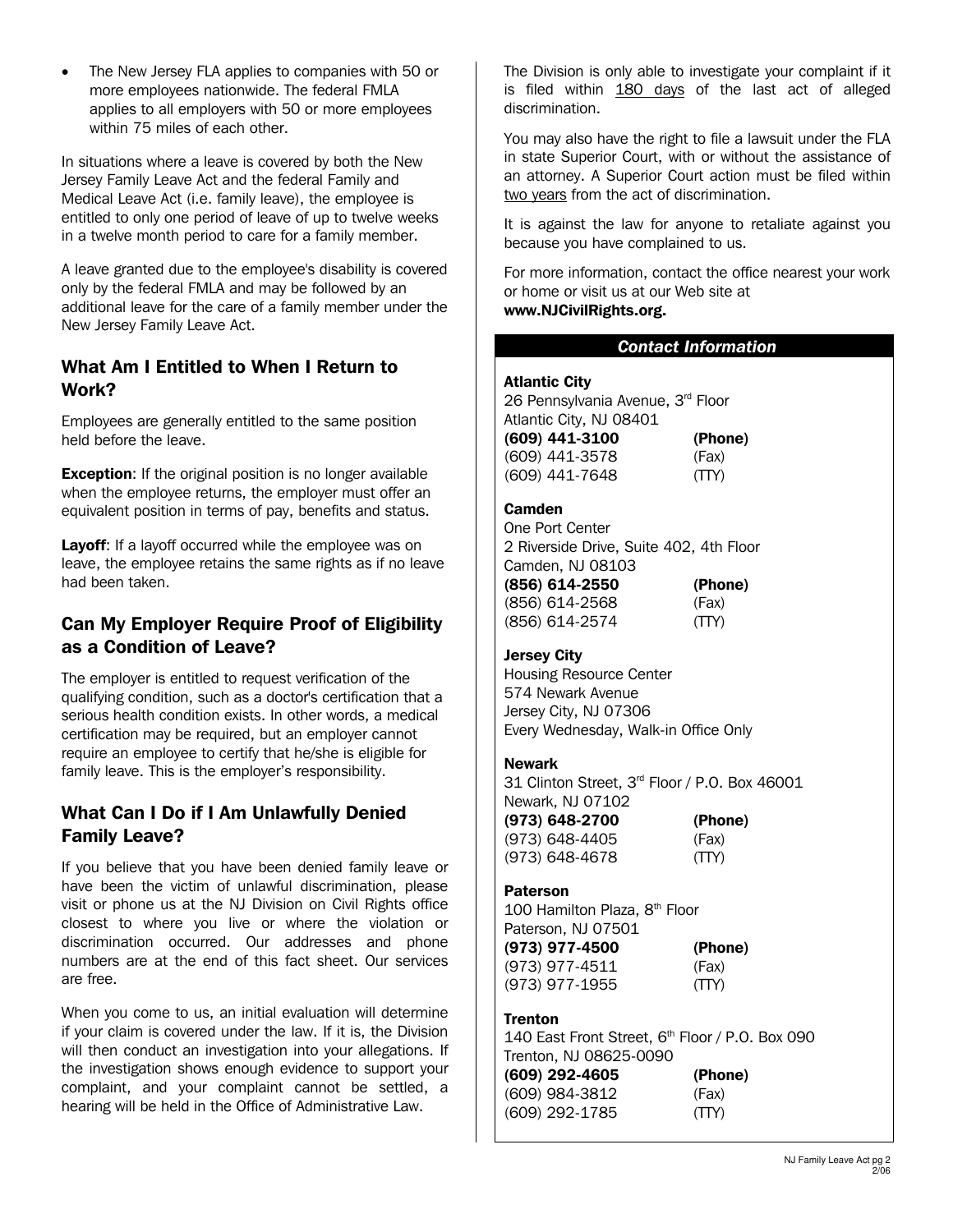- The New Jersey FLA applies to companies with 50 or more employees nationwide. The federal FMLA applies to all employers with 50 or more employees within 75 miles of each other.

In situations where a leave is covered by both the New Jersey Family Leave Act and the federal Family and Medical Leave Act (i.e. family leave), the employee is entitled to only one period of leave of up to twelve weeks in a twelve month period to care for a family member.

A leave granted due to the employee's disability is covered only by the federal FMLA and may be followed by an additional leave for the care of a family member under the New Jersey Family Leave Act.

## What Am I Entitled to When I Return to Work?

Employees are generally entitled to the same position held before the leave.

**Exception**: If the original position is no longer available when the employee returns, the employer must offer an equivalent position in terms of pay, benefits and status.

**Layoff**: If a layoff occurred while the employee was on leave, the employee retains the same rights as if no leave had been taken.

## Can My Employer Require Proof of Eligibility as a Condition of Leave?

The employer is entitled to request verification of the qualifying condition, such as a doctor's certification that a serious health condition exists. In other words, a medical certification may be required, but an employer cannot require an employee to certify that he/she is eligible for family leave. This is the employer's responsibility.

## What Can I Do if I Am Unlawfully Denied Family Leave?

If you believe that you have been denied family leave or have been the victim of unlawful discrimination, please visit or phone us at the NJ Division on Civil Rights office closest to where you live or where the violation or discrimination occurred. Our addresses and phone numbers are at the end of this fact sheet. Our services are free.

When you come to us, an initial evaluation will determine if your claim is covered under the law. If it is, the Division will then conduct an investigation into your allegations. If the investigation shows enough evidence to support your complaint, and your complaint cannot be settled, a hearing will be held in the Office of Administrative Law.

The Division is only able to investigate your complaint if it is filed within 180 days of the last act of alleged discrimination.

You may also have the right to file a lawsuit under the FLA in state Superior Court, with or without the assistance of an attorney. A Superior Court action must be filed within two years from the act of discrimination.

It is against the law for anyone to retaliate against you because you have complained to us.

For more information, contact the office nearest your work or home or visit us at our Web site at **www.NJCivilRights.org.**

### *Contact Information*

**Atlantic City**
26 Pennsylvania Avenue, 3rd Floor
Atlantic City, NJ 08401
**(609) 441-3100** **(Phone)**
(609) 441-3578 (Fax)
(609) 441-7648 (TTY)

**Camden**
One Port Center
2 Riverside Drive, Suite 402, 4th Floor
Camden, NJ 08103
**(856) 614-2550** **(Phone)**
(856) 614-2568 (Fax)
(856) 614-2574 (TTY)

**Jersey City**
Housing Resource Center
574 Newark Avenue
Jersey City, NJ 07306
Every Wednesday, Walk-in Office Only

**Newark**
31 Clinton Street, 3rd Floor / P.O. Box 46001
Newark, NJ 07102
**(973) 648-2700** **(Phone)**
(973) 648-4405 (Fax)
(973) 648-4678 (TTY)

**Paterson**
100 Hamilton Plaza, 8th Floor
Paterson, NJ 07501
**(973) 977-4500** **(Phone)**
(973) 977-4511 (Fax)
(973) 977-1955 (TTY)

**Trenton**
140 East Front Street, 6th Floor / P.O. Box 090
Trenton, NJ 08625-0090
**(609) 292-4605** **(Phone)**
(609) 984-3812 (Fax)
(609) 292-1785 (TTY)